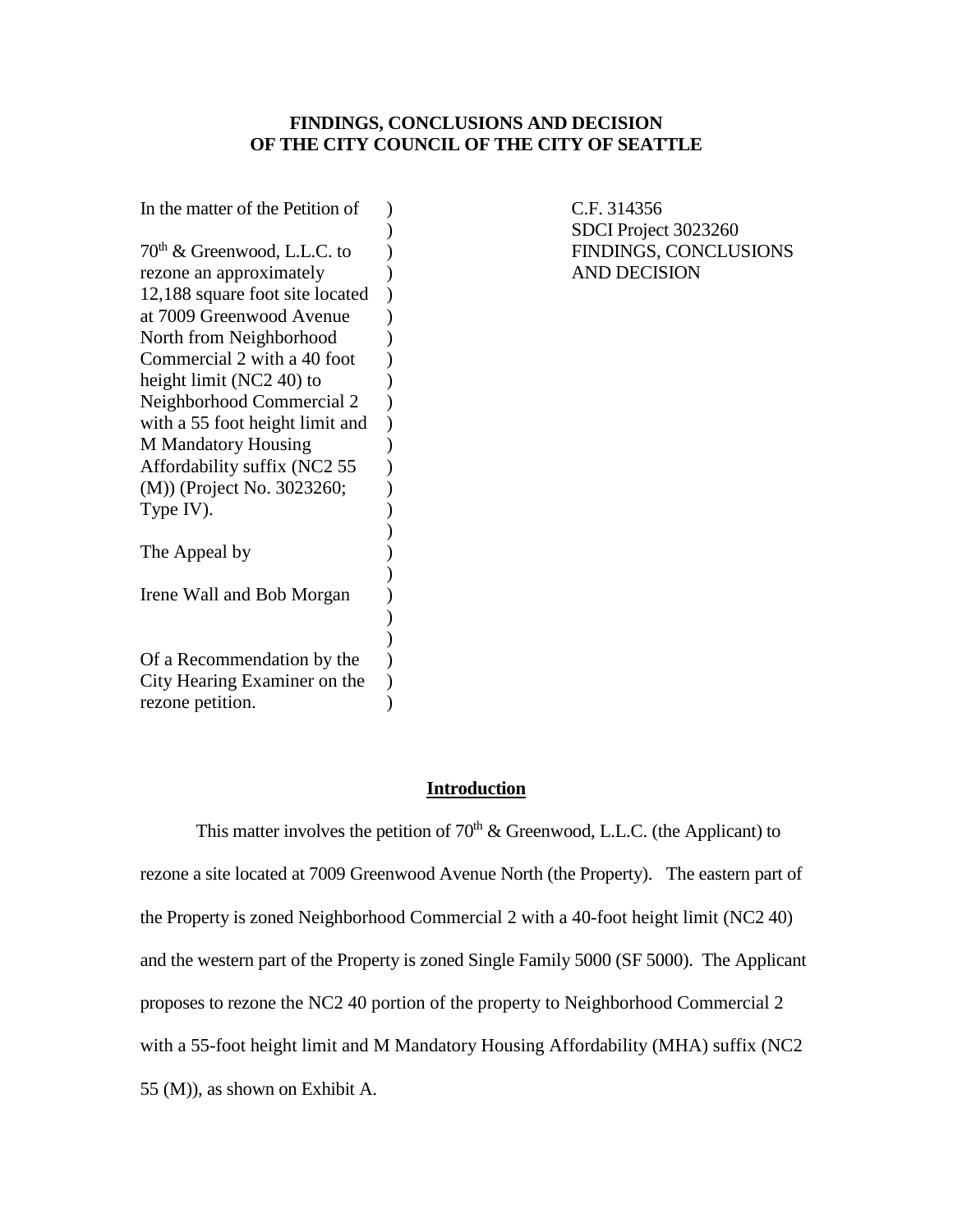**FINDINGS, CONCLUSIONS AND DECISION**
**OF THE CITY COUNCIL OF THE CITY OF SEATTLE**

| | |
|---|---|
| In the matter of the Petition of<br><br>70th & Greenwood, L.L.C. to rezone an approximately 12,188 square foot site located at 7009 Greenwood Avenue North from Neighborhood Commercial 2 with a 40 foot height limit (NC2 40) to Neighborhood Commercial 2 with a 55 foot height limit and M Mandatory Housing Affordability suffix (NC2 55 (M)) (Project No. 3023260; Type IV).<br><br>The Appeal by<br><br>Irene Wall and Bob Morgan<br><br>Of a Recommendation by the City Hearing Examiner on the rezone petition. | C.F. 314356<br>SDCI Project 3023260<br>FINDINGS, CONCLUSIONS AND DECISION |

## Introduction

This matter involves the petition of 70th & Greenwood, L.L.C. (the Applicant) to rezone a site located at 7009 Greenwood Avenue North (the Property). The eastern part of the Property is zoned Neighborhood Commercial 2 with a 40-foot height limit (NC2 40) and the western part of the Property is zoned Single Family 5000 (SF 5000). The Applicant proposes to rezone the NC2 40 portion of the property to Neighborhood Commercial 2 with a 55-foot height limit and M Mandatory Housing Affordability (MHA) suffix (NC2 55 (M)), as shown on Exhibit A.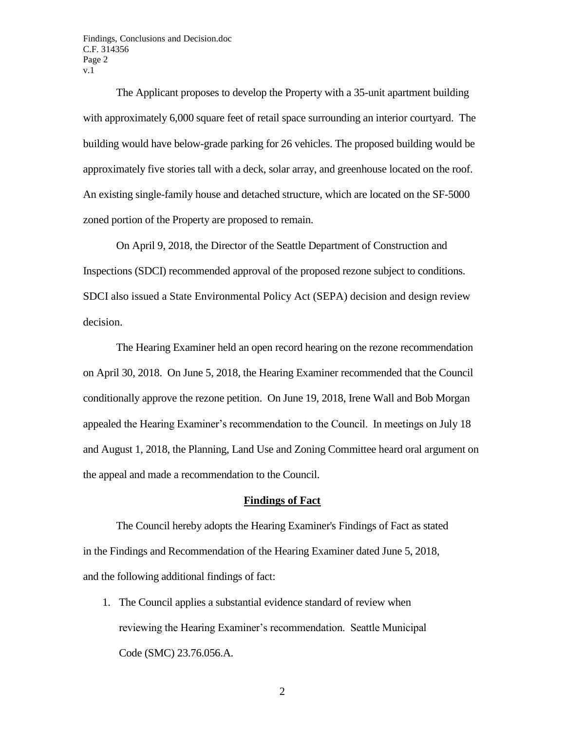The Applicant proposes to develop the Property with a 35-unit apartment building with approximately 6,000 square feet of retail space surrounding an interior courtyard. The building would have below-grade parking for 26 vehicles. The proposed building would be approximately five stories tall with a deck, solar array, and greenhouse located on the roof. An existing single-family house and detached structure, which are located on the SF-5000 zoned portion of the Property are proposed to remain.

On April 9, 2018, the Director of the Seattle Department of Construction and Inspections (SDCI) recommended approval of the proposed rezone subject to conditions. SDCI also issued a State Environmental Policy Act (SEPA) decision and design review decision.

The Hearing Examiner held an open record hearing on the rezone recommendation on April 30, 2018. On June 5, 2018, the Hearing Examiner recommended that the Council conditionally approve the rezone petition. On June 19, 2018, Irene Wall and Bob Morgan appealed the Hearing Examiner's recommendation to the Council. In meetings on July 18 and August 1, 2018, the Planning, Land Use and Zoning Committee heard oral argument on the appeal and made a recommendation to the Council.

## Findings of Fact

The Council hereby adopts the Hearing Examiner's Findings of Fact as stated in the Findings and Recommendation of the Hearing Examiner dated June 5, 2018, and the following additional findings of fact:

1. The Council applies a substantial evidence standard of review when reviewing the Hearing Examiner's recommendation. Seattle Municipal Code (SMC) 23.76.056.A.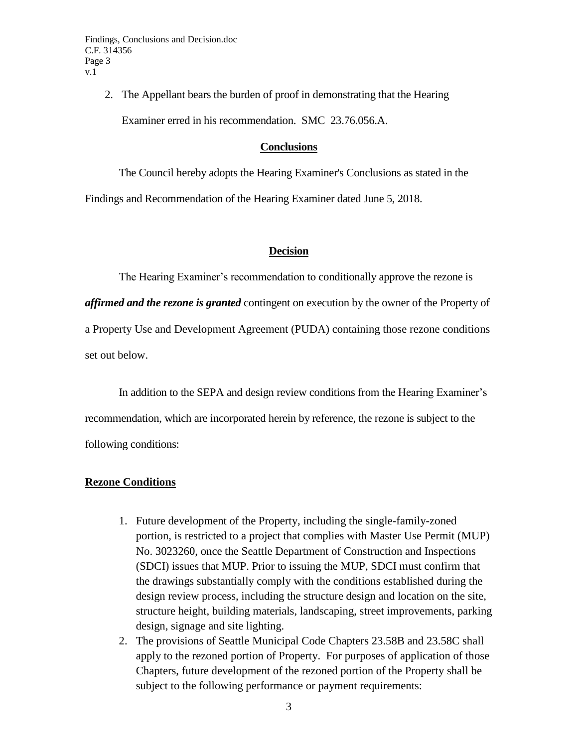2. The Appellant bears the burden of proof in demonstrating that the Hearing Examiner erred in his recommendation. SMC 23.76.056.A.

## Conclusions

The Council hereby adopts the Hearing Examiner's Conclusions as stated in the Findings and Recommendation of the Hearing Examiner dated June 5, 2018.

## Decision

The Hearing Examiner's recommendation to conditionally approve the rezone is ***affirmed and the rezone is granted*** contingent on execution by the owner of the Property of a Property Use and Development Agreement (PUDA) containing those rezone conditions set out below.

In addition to the SEPA and design review conditions from the Hearing Examiner's recommendation, which are incorporated herein by reference, the rezone is subject to the following conditions:

### Rezone Conditions

1. Future development of the Property, including the single-family-zoned portion, is restricted to a project that complies with Master Use Permit (MUP) No. 3023260, once the Seattle Department of Construction and Inspections (SDCI) issues that MUP. Prior to issuing the MUP, SDCI must confirm that the drawings substantially comply with the conditions established during the design review process, including the structure design and location on the site, structure height, building materials, landscaping, street improvements, parking design, signage and site lighting.
2. The provisions of Seattle Municipal Code Chapters 23.58B and 23.58C shall apply to the rezoned portion of Property. For purposes of application of those Chapters, future development of the rezoned portion of the Property shall be subject to the following performance or payment requirements: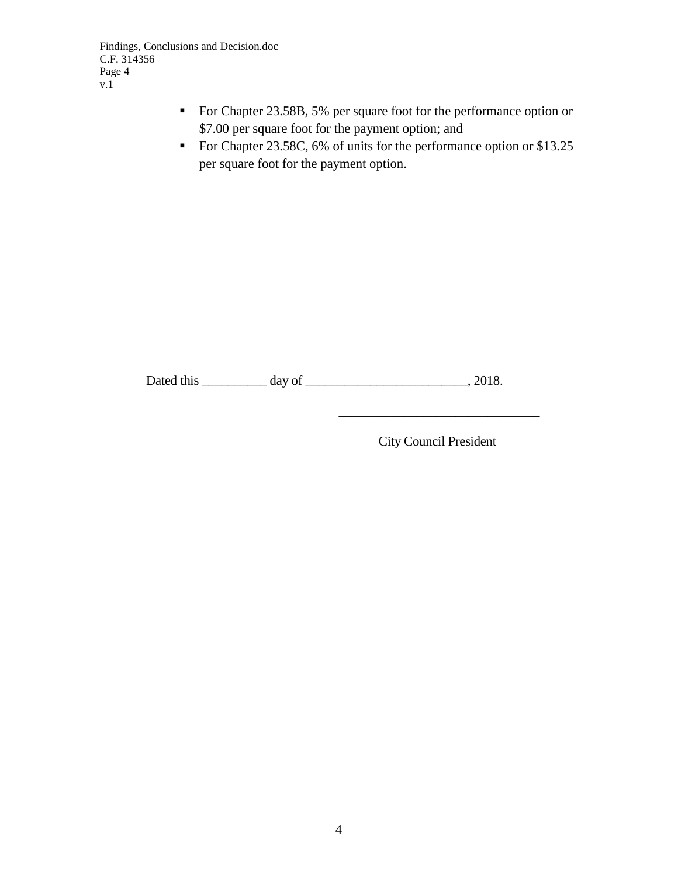- For Chapter 23.58B, 5% per square foot for the performance option or $7.00 per square foot for the payment option; and
- For Chapter 23.58C, 6% of units for the performance option or $13.25 per square foot for the payment option.

Dated this __________ day of _________________________, 2018.

______________________________

City Council President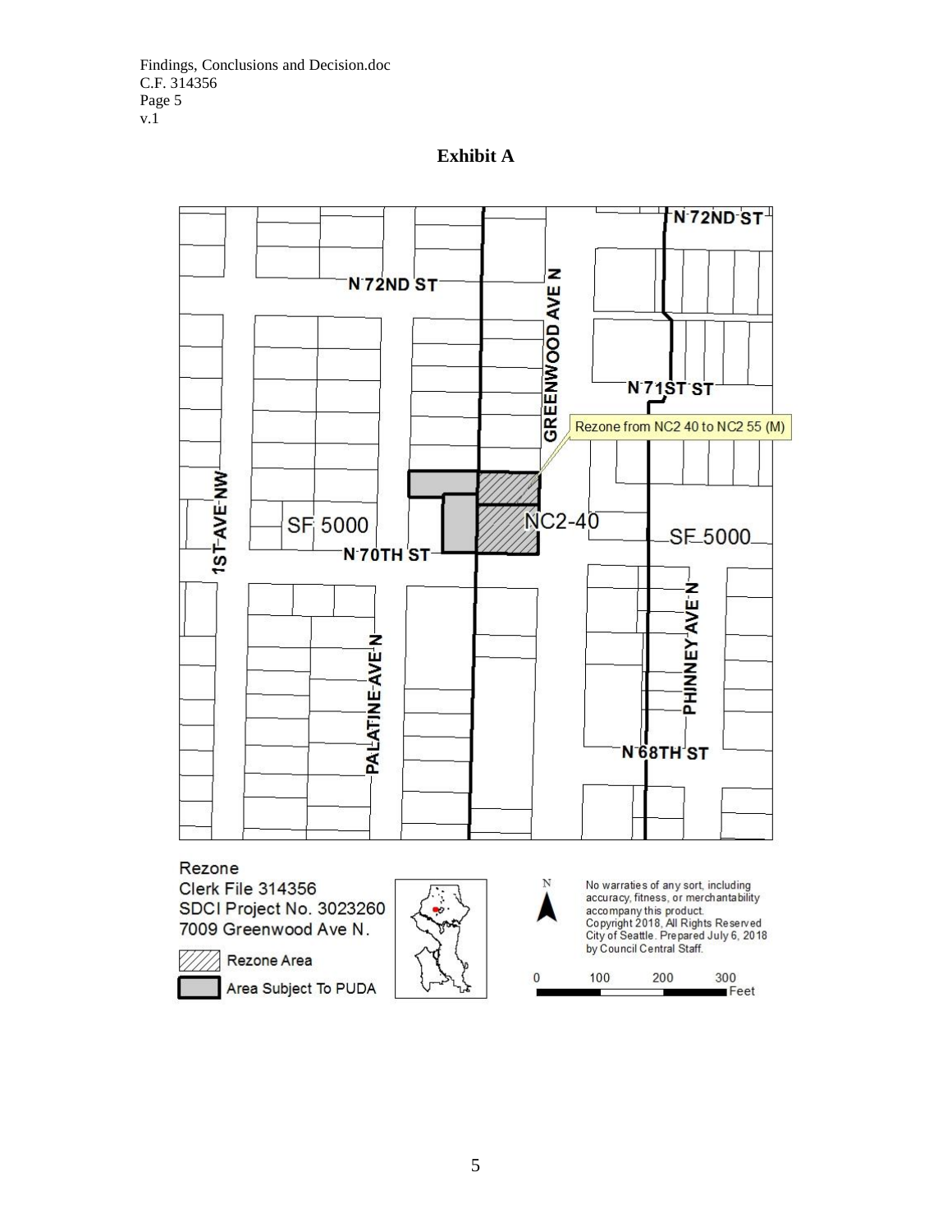# Exhibit A

N 72ND ST

N 72ND ST

GREENWOOD AVE N

N 71ST ST

Rezone from NC2 40 to NC2 55 (M)

1ST AVE NW

SF 5000

NC2-40

SF 5000

N 70TH ST

PHINNEY AVE N

PALATINE AVE N

N 68TH ST

Rezone
Clerk File 314356
SDCI Project No. 3023260
7009 Greenwood Ave N.

Rezone Area

Area Subject To PUDA

N

No warranties of any sort, including accuracy, fitness, or merchantability accompany this product.
Copyright 2018, All Rights Reserved
City of Seattle. Prepared July 6, 2018 by Council Central Staff.

0 100 200 300 Feet